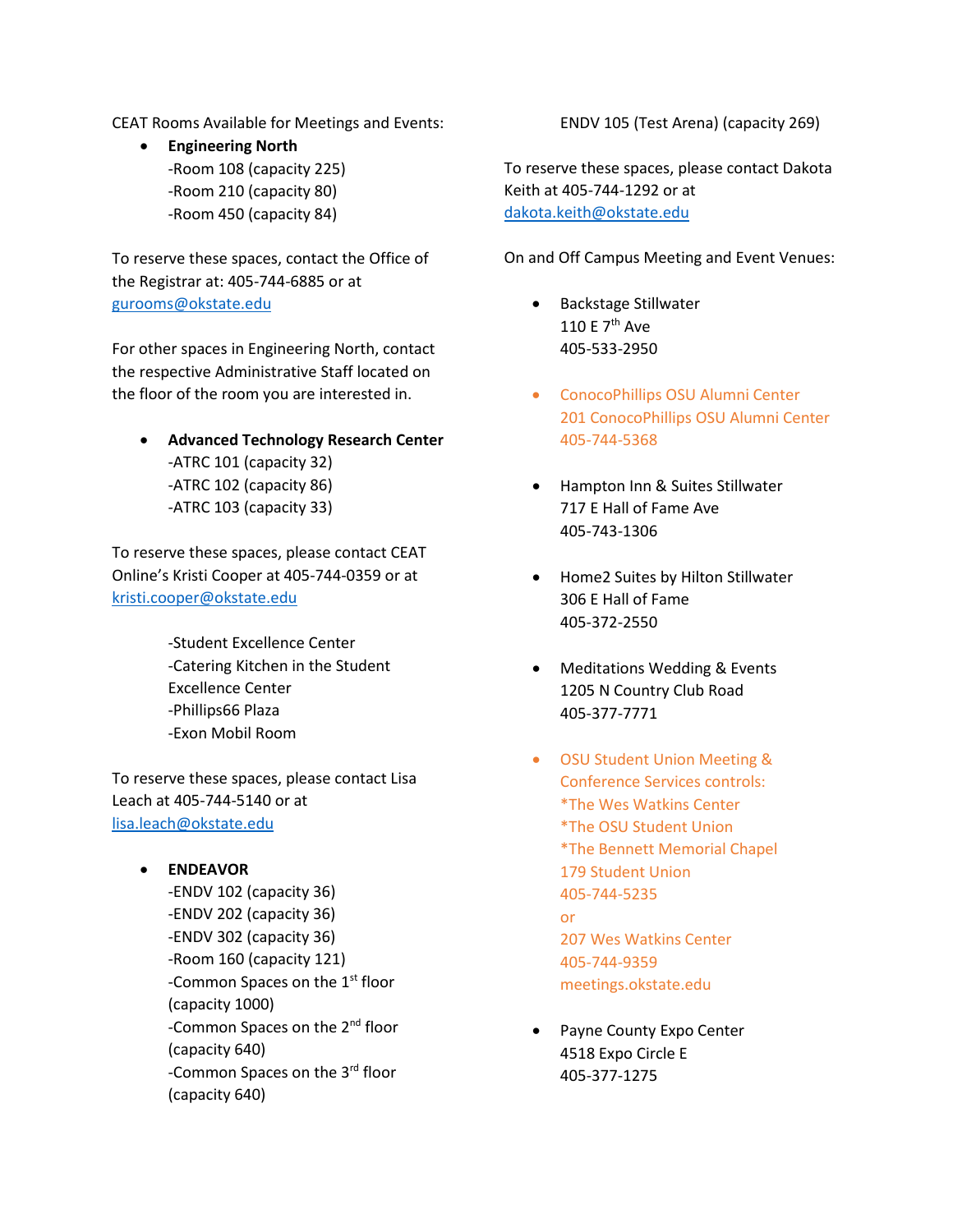CEAT Rooms Available for Meetings and Events:

- **Engineering North**
  - -Room 108 (capacity 225)
  - -Room 210 (capacity 80)
  - -Room 450 (capacity 84)

To reserve these spaces, contact the Office of the Registrar at: 405-744-6885 or at gurooms@okstate.edu

For other spaces in Engineering North, contact the respective Administrative Staff located on the floor of the room you are interested in.

- **Advanced Technology Research Center**
  - -ATRC 101 (capacity 32)
  - -ATRC 102 (capacity 86)
  - -ATRC 103 (capacity 33)

To reserve these spaces, please contact CEAT Online's Kristi Cooper at 405-744-0359 or at kristi.cooper@okstate.edu

- -Student Excellence Center
- -Catering Kitchen in the Student Excellence Center
- -Phillips66 Plaza
- -Exon Mobil Room

To reserve these spaces, please contact Lisa Leach at 405-744-5140 or at lisa.leach@okstate.edu

- **ENDEAVOR**
  - -ENDV 102 (capacity 36)
  - -ENDV 202 (capacity 36)
  - -ENDV 302 (capacity 36)
  - -Room 160 (capacity 121)
  - -Common Spaces on the 1st floor (capacity 1000)
  - -Common Spaces on the 2nd floor (capacity 640)
  - -Common Spaces on the 3rd floor (capacity 640)
  - ENDV 105 (Test Arena) (capacity 269)

To reserve these spaces, please contact Dakota Keith at 405-744-1292 or at dakota.keith@okstate.edu

On and Off Campus Meeting and Event Venues:

- Backstage Stillwater
  110 E 7th Ave
  405-533-2950

- ConocoPhillips OSU Alumni Center
  201 ConocoPhillips OSU Alumni Center
  405-744-5368

- Hampton Inn & Suites Stillwater
  717 E Hall of Fame Ave
  405-743-1306

- Home2 Suites by Hilton Stillwater
  306 E Hall of Fame
  405-372-2550

- Meditations Wedding & Events
  1205 N Country Club Road
  405-377-7771

- OSU Student Union Meeting & Conference Services controls:
  *The Wes Watkins Center
  *The OSU Student Union
  *The Bennett Memorial Chapel
  179 Student Union
  405-744-5235
  or
  207 Wes Watkins Center
  405-744-9359
  meetings.okstate.edu

- Payne County Expo Center
  4518 Expo Circle E
  405-377-1275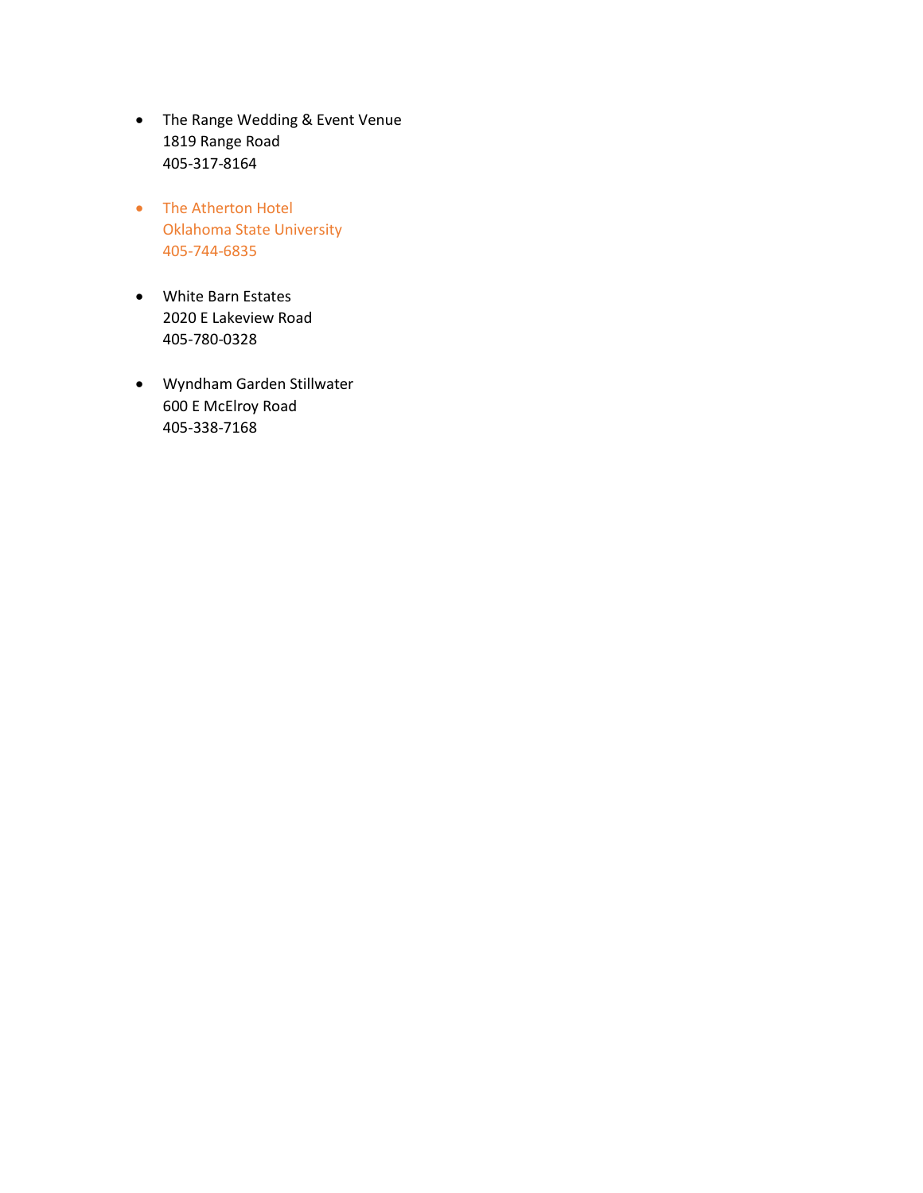- The Range Wedding & Event Venue
  1819 Range Road
  405-317-8164

- The Atherton Hotel
  Oklahoma State University
  405-744-6835

- White Barn Estates
  2020 E Lakeview Road
  405-780-0328

- Wyndham Garden Stillwater
  600 E McElroy Road
  405-338-7168